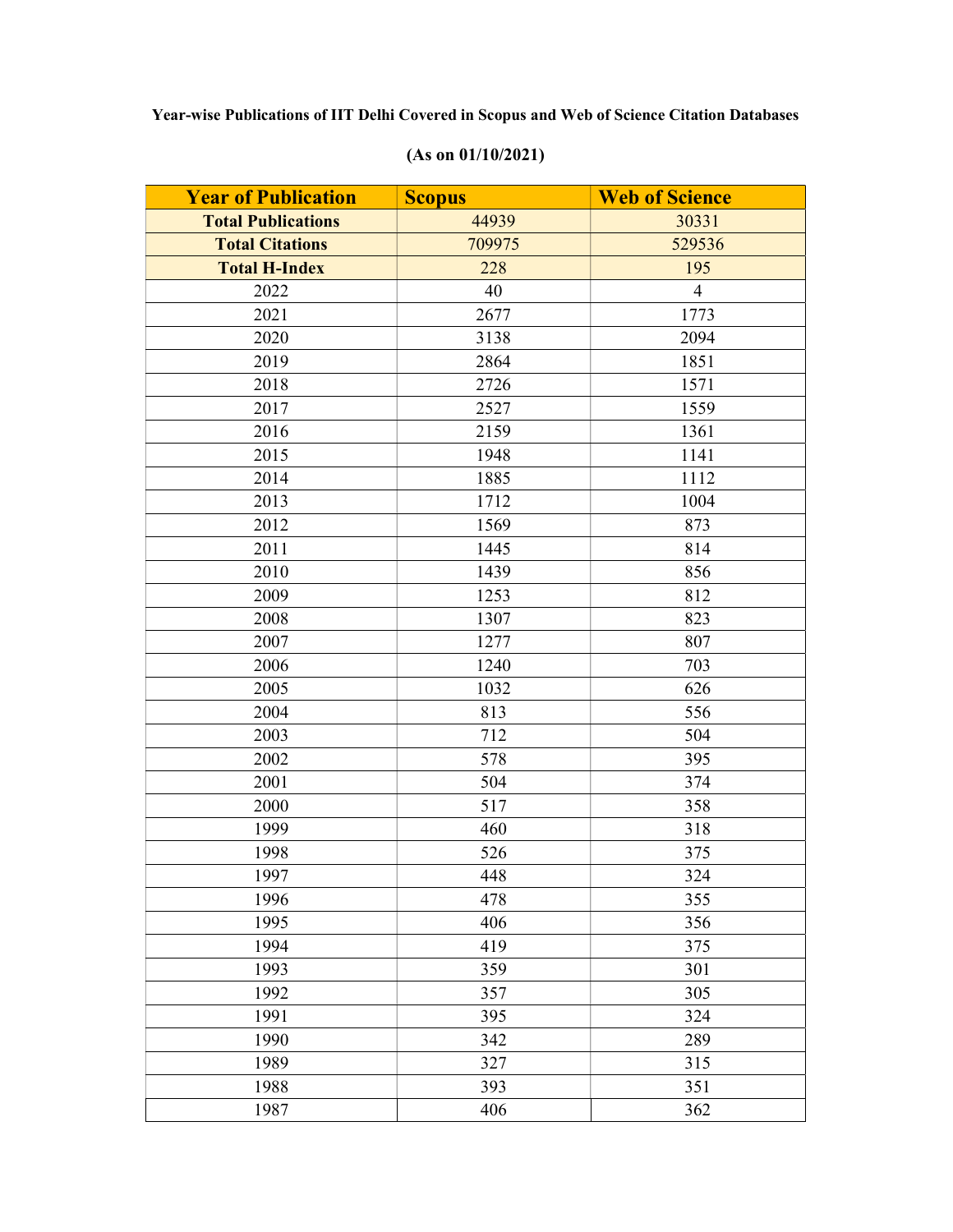**Year-wise Publications of IIT Delhi Covered in Scopus and Web of Science Citation Databases**

**(As on 01/10/2021)**

| Year of Publication | Scopus | Web of Science |
|---|---|---|
| **Total Publications** | 44939 | 30331 |
| **Total Citations** | 709975 | 529536 |
| **Total H-Index** | 228 | 195 |
| 2022 | 40 | 4 |
| 2021 | 2677 | 1773 |
| 2020 | 3138 | 2094 |
| 2019 | 2864 | 1851 |
| 2018 | 2726 | 1571 |
| 2017 | 2527 | 1559 |
| 2016 | 2159 | 1361 |
| 2015 | 1948 | 1141 |
| 2014 | 1885 | 1112 |
| 2013 | 1712 | 1004 |
| 2012 | 1569 | 873 |
| 2011 | 1445 | 814 |
| 2010 | 1439 | 856 |
| 2009 | 1253 | 812 |
| 2008 | 1307 | 823 |
| 2007 | 1277 | 807 |
| 2006 | 1240 | 703 |
| 2005 | 1032 | 626 |
| 2004 | 813 | 556 |
| 2003 | 712 | 504 |
| 2002 | 578 | 395 |
| 2001 | 504 | 374 |
| 2000 | 517 | 358 |
| 1999 | 460 | 318 |
| 1998 | 526 | 375 |
| 1997 | 448 | 324 |
| 1996 | 478 | 355 |
| 1995 | 406 | 356 |
| 1994 | 419 | 375 |
| 1993 | 359 | 301 |
| 1992 | 357 | 305 |
| 1991 | 395 | 324 |
| 1990 | 342 | 289 |
| 1989 | 327 | 315 |
| 1988 | 393 | 351 |
| 1987 | 406 | 362 |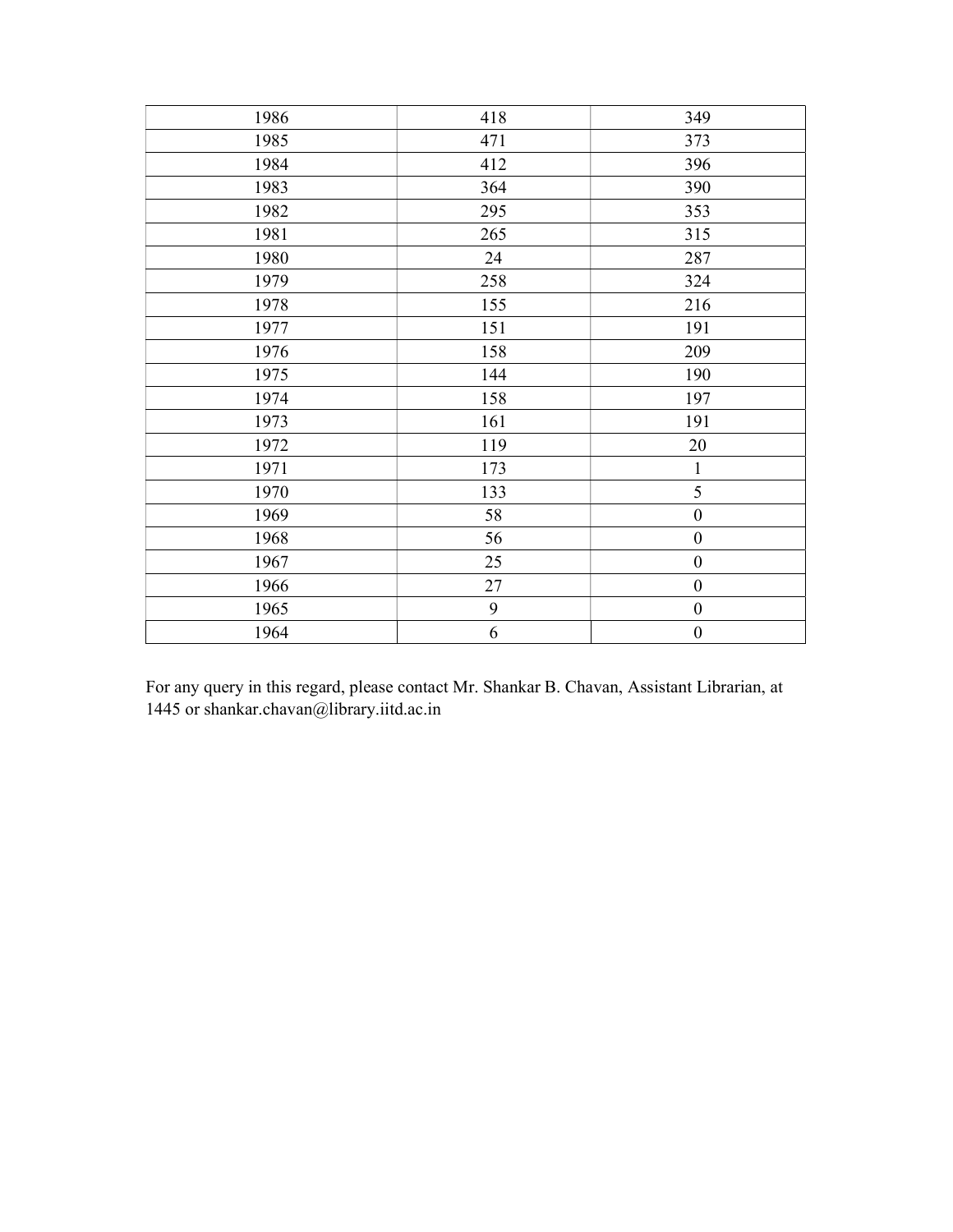| | | |
|---|---|---|
| 1986 | 418 | 349 |
| 1985 | 471 | 373 |
| 1984 | 412 | 396 |
| 1983 | 364 | 390 |
| 1982 | 295 | 353 |
| 1981 | 265 | 315 |
| 1980 | 24 | 287 |
| 1979 | 258 | 324 |
| 1978 | 155 | 216 |
| 1977 | 151 | 191 |
| 1976 | 158 | 209 |
| 1975 | 144 | 190 |
| 1974 | 158 | 197 |
| 1973 | 161 | 191 |
| 1972 | 119 | 20 |
| 1971 | 173 | 1 |
| 1970 | 133 | 5 |
| 1969 | 58 | 0 |
| 1968 | 56 | 0 |
| 1967 | 25 | 0 |
| 1966 | 27 | 0 |
| 1965 | 9 | 0 |
| 1964 | 6 | 0 |

For any query in this regard, please contact Mr. Shankar B. Chavan, Assistant Librarian, at 1445 or shankar.chavan@library.iitd.ac.in